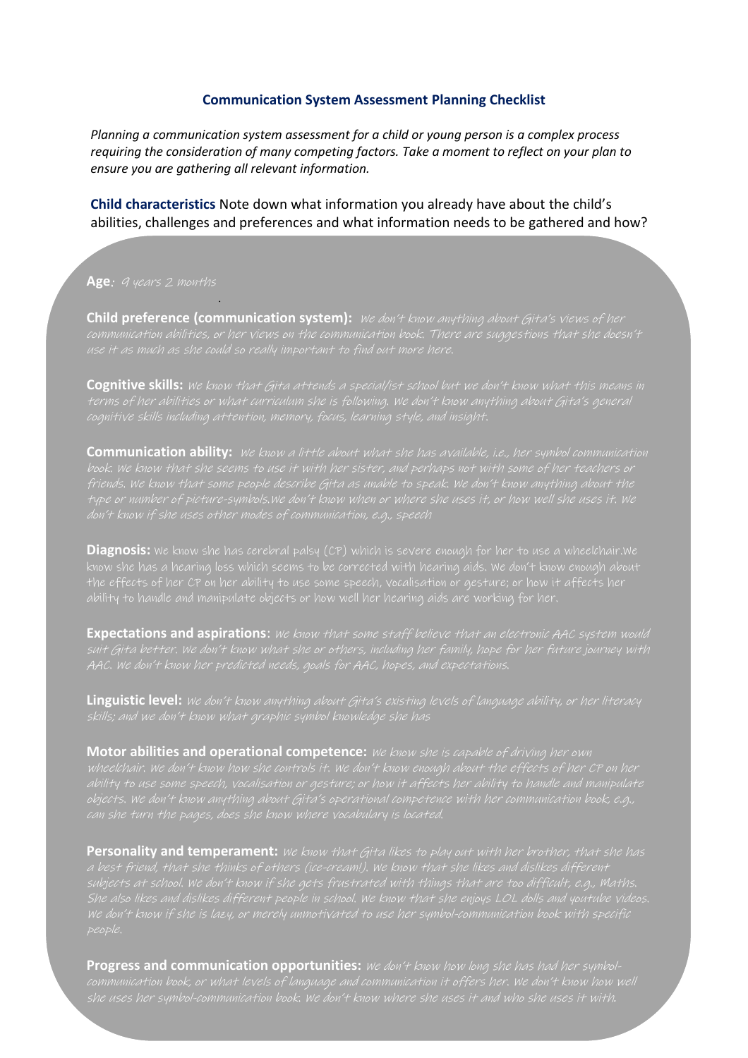## Communication System Assessment Planning Checklist

*Planning a communication system assessment for a child or young person is a complex process requiring the consideration of many competing factors. Take a moment to reflect on your plan to ensure you are gathering all relevant information.*

**Child characteristics** Note down what information you already have about the child's abilities, challenges and preferences and what information needs to be gathered and how?

**Age**: *9 years 2 months*

**Child preference (communication system):** *We don't know anything about Gita's views of her communication abilities, or her views on the communication book. There are suggestions that she doesn't use it as much as she could so really important to find out more here.*

**Cognitive skills:** *We know that Gita attends a special/ist school but we don't know what this means in terms of her abilities or what curriculum she is following. We don't know anything about Gita's general cognitive skills including attention, memory, focus, learning style, and insight.*

**Communication ability:** *We know a little about what she has available, i.e., her symbol communication book. We know that she seems to use it with her sister, and perhaps not with some of her teachers or friends. We know that some people describe Gita as unable to speak. We don't know anything about the type or number of picture-symbols.We don't know when or where she uses it, or how well she uses it. We don't know if she uses other modes of communication, e.g., speech*

**Diagnosis:** We know she has cerebral palsy (CP) which is severe enough for her to use a wheelchair.We know she has a hearing loss which seems to be corrected with hearing aids. We don't know enough about the effects of her CP on her ability to use some speech, vocalisation or gesture; or how it affects her ability to handle and manipulate objects or how well her hearing aids are working for her.

**Expectations and aspirations**: *We know that some staff believe that an electronic AAC system would suit Gita better. We don't know what she or others, including her family, hope for her future journey with AAC. We don't know her predicted needs, goals for AAC, hopes, and expectations.*

**Linguistic level:** *We don't know anything about Gita's existing levels of language ability, or her literacy skills; and we don't know what graphic symbol knowledge she has*

**Motor abilities and operational competence:** *We know she is capable of driving her own wheelchair. We don't know how she controls it. We don't know enough about the effects of her CP on her ability to use some speech, vocalisation or gesture; or how it affects her ability to handle and manipulate objects. We don't know anything about Gita's operational competence with her communication book, e.g., can she turn the pages, does she know where vocabulary is located.*

**Personality and temperament:** *We know that Gita likes to play out with her brother, that she has a best friend, that she thinks of others (ice-cream!). We know that she likes and dislikes different subjects at school. We don't know if she gets frustrated with things that are too difficult, e.g., Maths. She also likes and dislikes different people in school. We know that she enjoys LOL dolls and youtube videos. We don't know if she is lazy, or merely unmotivated to use her symbol-communication book with specific people.*

**Progress and communication opportunities:** *We don't know how long she has had her symbol-communication book, or what levels of language and communication it offers her. We don't know how well she uses her symbol-communication book. We don't know where she uses it and who she uses it with.*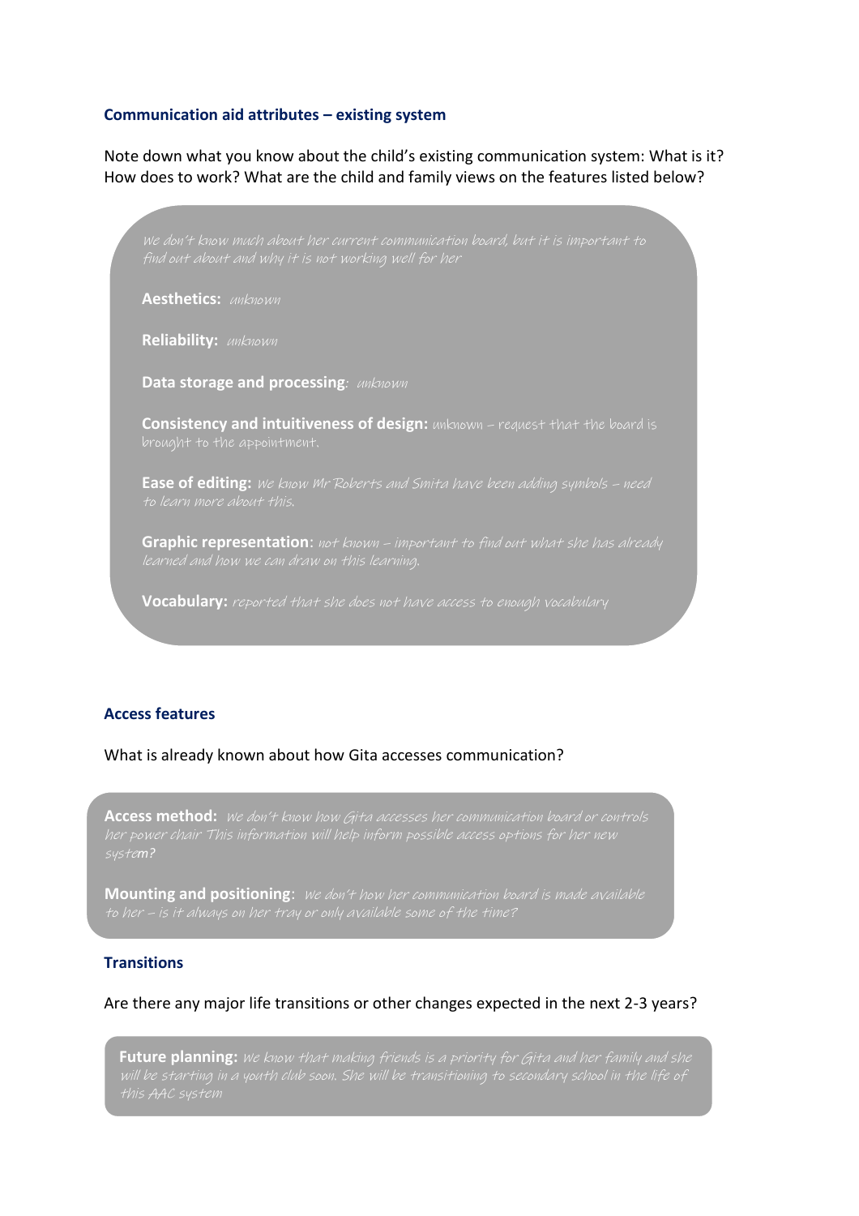### Communication aid attributes – existing system

Note down what you know about the child's existing communication system: What is it? How does to work? What are the child and family views on the features listed below?

*We don't know much about her current communication board, but it is important to find out about and why it is not working well for her*

**Aesthetics:** *unknown*

**Reliability:** *unknown*

**Data storage and processing**: *unknown*

**Consistency and intuitiveness of design:** unknown – request that the board is brought to the appointment.

**Ease of editing:** *We know Mr Roberts and Smita have been adding symbols – need to learn more about this.*

**Graphic representation**: *not known – important to find out what she has already learned and how we can draw on this learning.*

**Vocabulary:** *reported that she does not have access to enough vocabulary*

### Access features

What is already known about how Gita accesses communication?

**Access method:** *We don't know how Gita accesses her communication board or controls her power chair This information will help inform possible access options for her new system?*

**Mounting and positioning**: *We don't how her communication board is made available to her – is it always on her tray or only available some of the time?*

### Transitions

Are there any major life transitions or other changes expected in the next 2-3 years?

**Future planning:** *We know that making friends is a priority for Gita and her family and she will be starting in a youth club soon. She will be transitioning to secondary school in the life of this AAC system*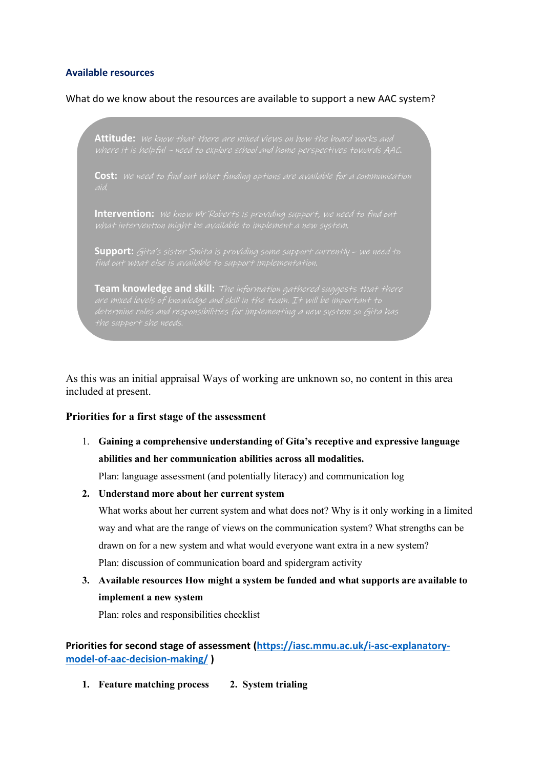### Available resources

What do we know about the resources are available to support a new AAC system?

**Attitude:** *We know that there are mixed views on how the board works and where it is helpful – need to explore school and home perspectives towards AAC.*

**Cost:** *We need to find out what funding options are available for a communication aid.*

**Intervention:** *We know Mr Roberts is providing support, we need to find out what intervention might be available to implement a new system.*

**Support:** *Gita's sister Smita is providing some support currently – we need to find out what else is available to support implementation.*

**Team knowledge and skill:** *The information gathered suggests that there are mixed levels of knowledge and skill in the team. It will be important to determine roles and responsibilities for implementing a new system so Gita has the support she needs.*

As this was an initial appraisal Ways of working are unknown so, no content in this area included at present.

### Priorities for a first stage of the assessment

1. **Gaining a comprehensive understanding of Gita's receptive and expressive language abilities and her communication abilities across all modalities.**
   Plan: language assessment (and potentially literacy) and communication log
2. **Understand more about her current system**
   What works about her current system and what does not? Why is it only working in a limited way and what are the range of views on the communication system? What strengths can be drawn on for a new system and what would everyone want extra in a new system?
   Plan: discussion of communication board and spidergram activity
3. **Available resources How might a system be funded and what supports are available to implement a new system**
   Plan: roles and responsibilities checklist

### Priorities for second stage of assessment ([https://iasc.mmu.ac.uk/i-asc-explanatory-model-of-aac-decision-making/](https://iasc.mmu.ac.uk/i-asc-explanatory-model-of-aac-decision-making/) )

1. **Feature matching process**
2. **System trialing**